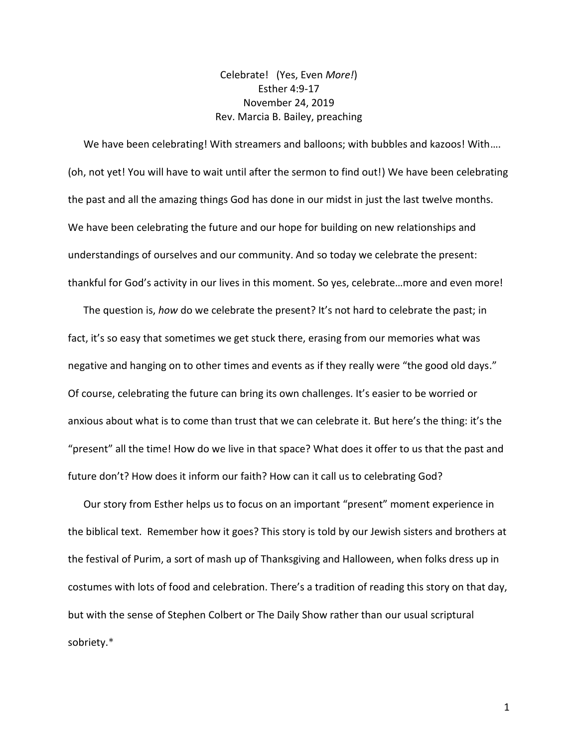# Celebrate! (Yes, Even *More!*)

Esther 4:9-17
November 24, 2019
Rev. Marcia B. Bailey, preaching

We have been celebrating! With streamers and balloons; with bubbles and kazoos! With…. (oh, not yet! You will have to wait until after the sermon to find out!) We have been celebrating the past and all the amazing things God has done in our midst in just the last twelve months. We have been celebrating the future and our hope for building on new relationships and understandings of ourselves and our community. And so today we celebrate the present: thankful for God's activity in our lives in this moment. So yes, celebrate…more and even more!

The question is, *how* do we celebrate the present? It's not hard to celebrate the past; in fact, it's so easy that sometimes we get stuck there, erasing from our memories what was negative and hanging on to other times and events as if they really were "the good old days." Of course, celebrating the future can bring its own challenges. It's easier to be worried or anxious about what is to come than trust that we can celebrate it. But here's the thing: it's the "present" all the time! How do we live in that space? What does it offer to us that the past and future don't? How does it inform our faith? How can it call us to celebrating God?

Our story from Esther helps us to focus on an important "present" moment experience in the biblical text. Remember how it goes? This story is told by our Jewish sisters and brothers at the festival of Purim, a sort of mash up of Thanksgiving and Halloween, when folks dress up in costumes with lots of food and celebration. There's a tradition of reading this story on that day, but with the sense of Stephen Colbert or The Daily Show rather than our usual scriptural sobriety.*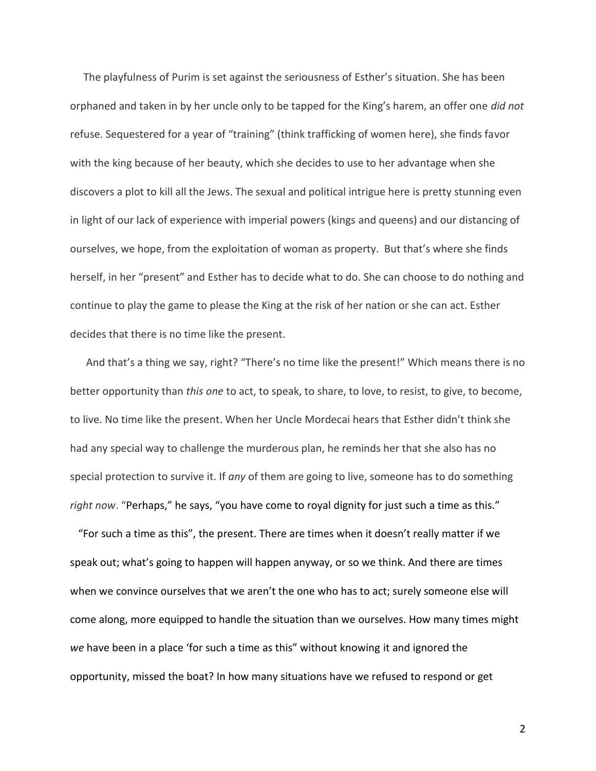The playfulness of Purim is set against the seriousness of Esther's situation. She has been orphaned and taken in by her uncle only to be tapped for the King's harem, an offer one *did not* refuse. Sequestered for a year of "training" (think trafficking of women here), she finds favor with the king because of her beauty, which she decides to use to her advantage when she discovers a plot to kill all the Jews. The sexual and political intrigue here is pretty stunning even in light of our lack of experience with imperial powers (kings and queens) and our distancing of ourselves, we hope, from the exploitation of woman as property. But that's where she finds herself, in her "present" and Esther has to decide what to do. She can choose to do nothing and continue to play the game to please the King at the risk of her nation or she can act. Esther decides that there is no time like the present.

And that's a thing we say, right? "There's no time like the present!" Which means there is no better opportunity than *this one* to act, to speak, to share, to love, to resist, to give, to become, to live. No time like the present. When her Uncle Mordecai hears that Esther didn't think she had any special way to challenge the murderous plan, he reminds her that she also has no special protection to survive it. If *any* of them are going to live, someone has to do something *right now*. "Perhaps," he says, "you have come to royal dignity for just such a time as this."

"For such a time as this", the present. There are times when it doesn't really matter if we speak out; what's going to happen will happen anyway, or so we think. And there are times when we convince ourselves that we aren't the one who has to act; surely someone else will come along, more equipped to handle the situation than we ourselves. How many times might *we* have been in a place 'for such a time as this" without knowing it and ignored the opportunity, missed the boat? In how many situations have we refused to respond or get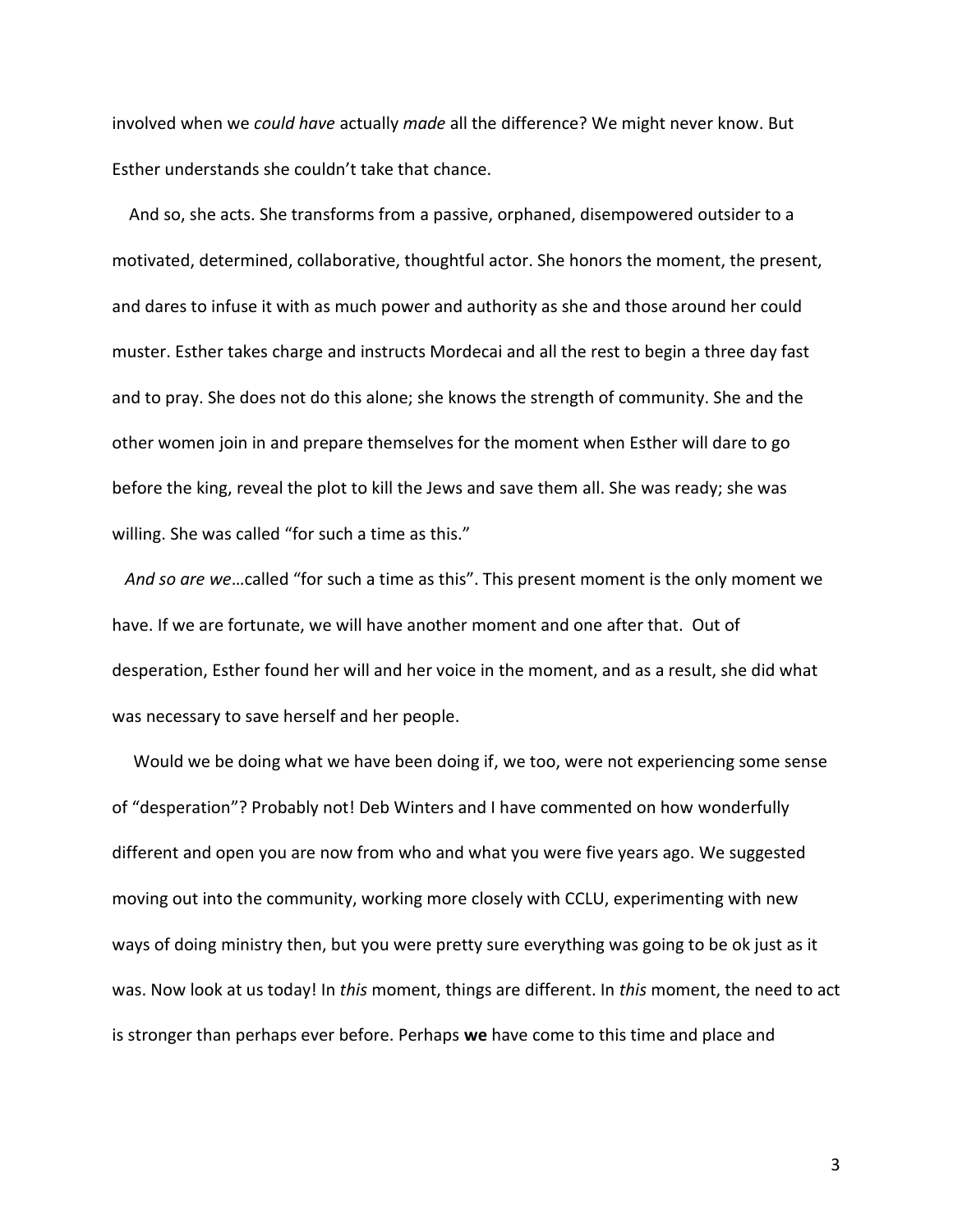involved when we *could have* actually *made* all the difference? We might never know. But Esther understands she couldn't take that chance.

And so, she acts. She transforms from a passive, orphaned, disempowered outsider to a motivated, determined, collaborative, thoughtful actor. She honors the moment, the present, and dares to infuse it with as much power and authority as she and those around her could muster. Esther takes charge and instructs Mordecai and all the rest to begin a three day fast and to pray. She does not do this alone; she knows the strength of community. She and the other women join in and prepare themselves for the moment when Esther will dare to go before the king, reveal the plot to kill the Jews and save them all. She was ready; she was willing. She was called "for such a time as this."

*And so are we*…called "for such a time as this". This present moment is the only moment we have. If we are fortunate, we will have another moment and one after that. Out of desperation, Esther found her will and her voice in the moment, and as a result, she did what was necessary to save herself and her people.

Would we be doing what we have been doing if, we too, were not experiencing some sense of "desperation"? Probably not! Deb Winters and I have commented on how wonderfully different and open you are now from who and what you were five years ago. We suggested moving out into the community, working more closely with CCLU, experimenting with new ways of doing ministry then, but you were pretty sure everything was going to be ok just as it was. Now look at us today! In *this* moment, things are different. In *this* moment, the need to act is stronger than perhaps ever before. Perhaps **we** have come to this time and place and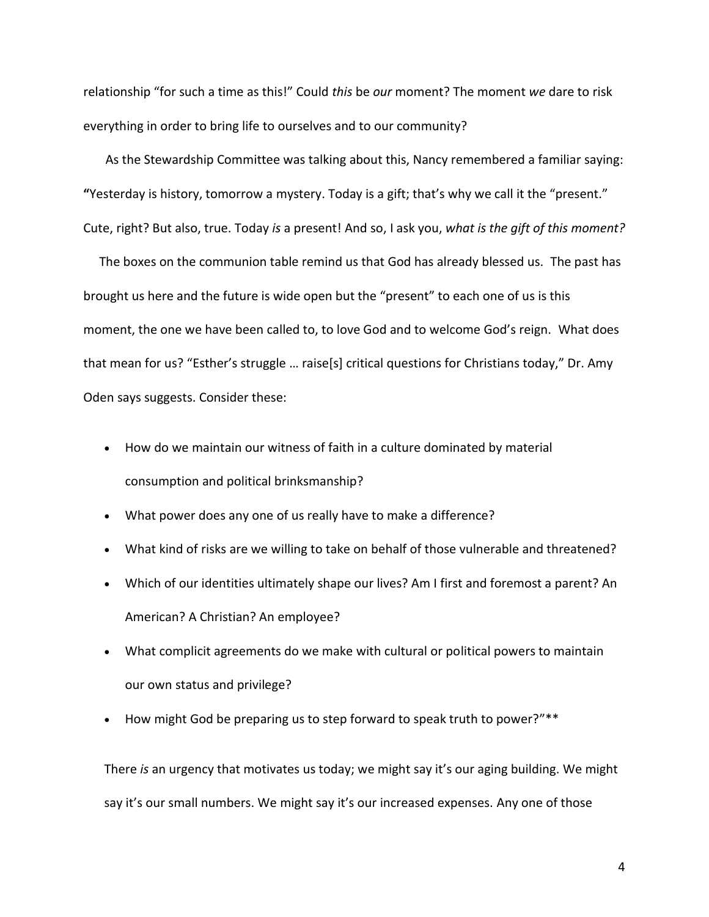relationship "for such a time as this!" Could *this* be *our* moment? The moment *we* dare to risk everything in order to bring life to ourselves and to our community?

As the Stewardship Committee was talking about this, Nancy remembered a familiar saying: **"**Yesterday is history, tomorrow a mystery. Today is a gift; that's why we call it the "present." Cute, right? But also, true. Today *is* a present! And so, I ask you, *what is the gift of this moment?*

The boxes on the communion table remind us that God has already blessed us. The past has brought us here and the future is wide open but the "present" to each one of us is this moment, the one we have been called to, to love God and to welcome God's reign. What does that mean for us? "Esther's struggle … raise[s] critical questions for Christians today," Dr. Amy Oden says suggests. Consider these:

- How do we maintain our witness of faith in a culture dominated by material consumption and political brinksmanship?
- What power does any one of us really have to make a difference?
- What kind of risks are we willing to take on behalf of those vulnerable and threatened?
- Which of our identities ultimately shape our lives? Am I first and foremost a parent? An American? A Christian? An employee?
- What complicit agreements do we make with cultural or political powers to maintain our own status and privilege?
- How might God be preparing us to step forward to speak truth to power?"**

There *is* an urgency that motivates us today; we might say it's our aging building. We might say it's our small numbers. We might say it's our increased expenses. Any one of those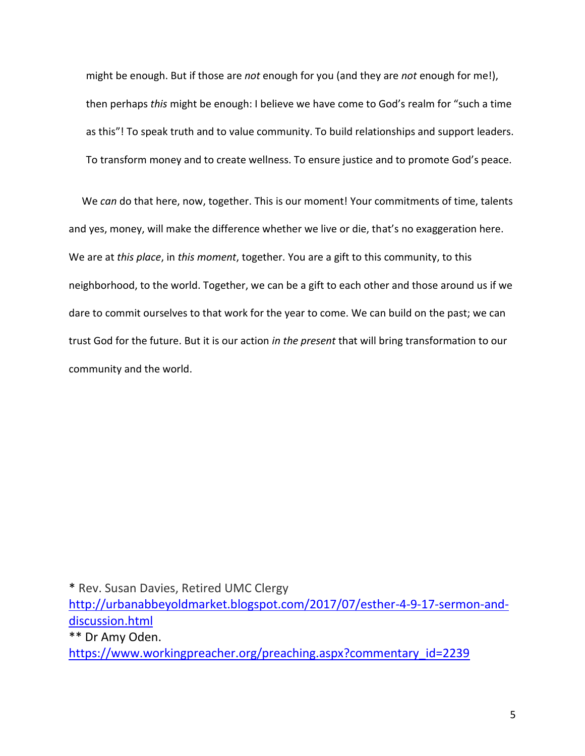might be enough. But if those are *not* enough for you (and they are *not* enough for me!), then perhaps *this* might be enough: I believe we have come to God's realm for "such a time as this"! To speak truth and to value community. To build relationships and support leaders. To transform money and to create wellness. To ensure justice and to promote God's peace.

We *can* do that here, now, together. This is our moment! Your commitments of time, talents and yes, money, will make the difference whether we live or die, that's no exaggeration here. We are at *this place*, in *this moment*, together. You are a gift to this community, to this neighborhood, to the world. Together, we can be a gift to each other and those around us if we dare to commit ourselves to that work for the year to come. We can build on the past; we can trust God for the future. But it is our action *in the present* that will bring transformation to our community and the world.

* Rev. Susan Davies, Retired UMC Clergy
[http://urbanabbeyoldmarket.blogspot.com/2017/07/esther-4-9-17-sermon-and-discussion.html](http://urbanabbeyoldmarket.blogspot.com/2017/07/esther-4-9-17-sermon-and-discussion.html)

** Dr Amy Oden.
[https://www.workingpreacher.org/preaching.aspx?commentary_id=2239](https://www.workingpreacher.org/preaching.aspx?commentary_id=2239)